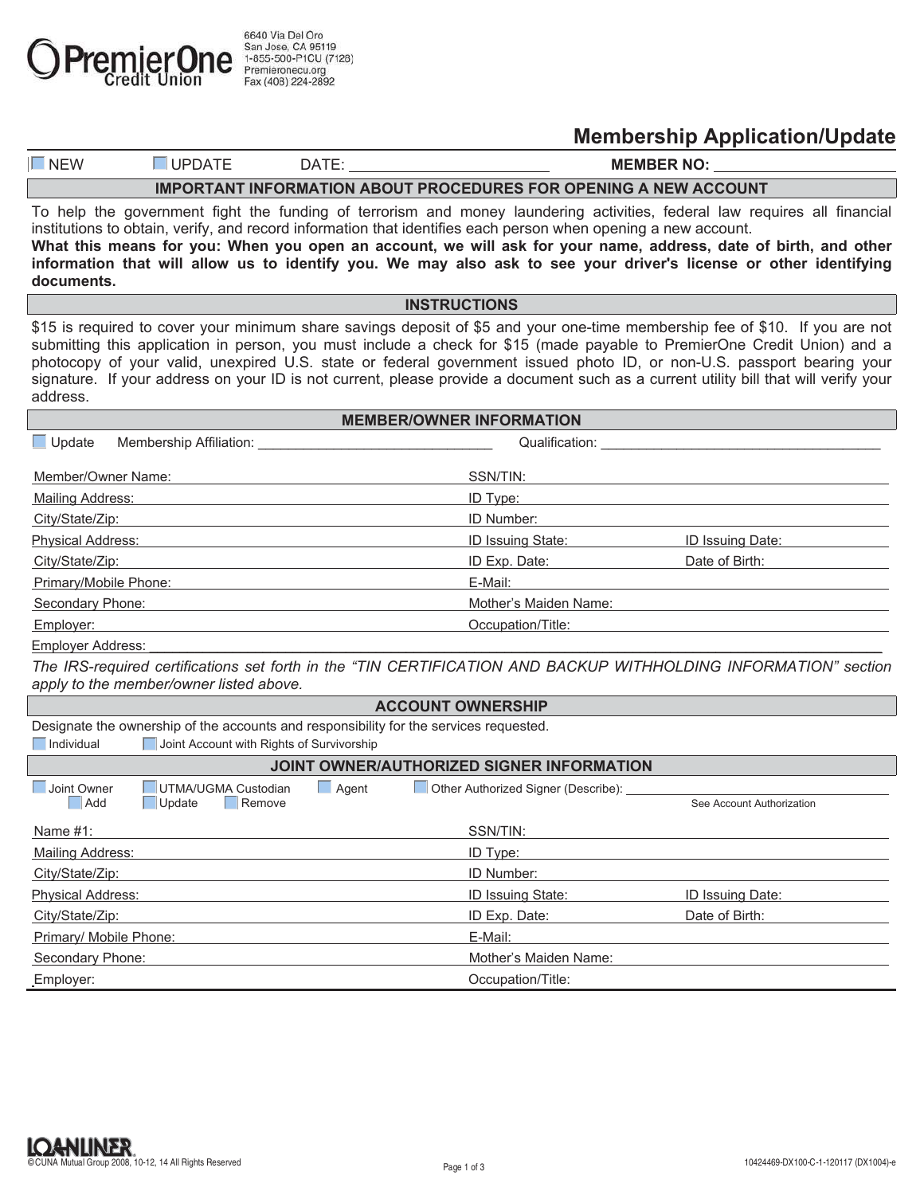**PremierOne Credit Union**

6640 Via Del Oro
San Jose, CA 95119
1-855-500-P1CU (7128)
Premieronecu.org
Fax (408) 224-2892

# Membership Application/Update

☐ NEW ☐ UPDATE DATE: ______________________ **MEMBER NO:** ______________________

## IMPORTANT INFORMATION ABOUT PROCEDURES FOR OPENING A NEW ACCOUNT

To help the government fight the funding of terrorism and money laundering activities, federal law requires all financial institutions to obtain, verify, and record information that identifies each person when opening a new account.
**What this means for you: When you open an account, we will ask for your name, address, date of birth, and other information that will allow us to identify you. We may also ask to see your driver's license or other identifying documents.**

## INSTRUCTIONS

$15 is required to cover your minimum share savings deposit of $5 and your one-time membership fee of $10. If you are not submitting this application in person, you must include a check for $15 (made payable to PremierOne Credit Union) and a photocopy of your valid, unexpired U.S. state or federal government issued photo ID, or non-U.S. passport bearing your signature. If your address on your ID is not current, please provide a document such as a current utility bill that will verify your address.

## MEMBER/OWNER INFORMATION

☐ Update Membership Affiliation: ______________________ Qualification: ______________________

| | | |
|---|---|---|
| Member/Owner Name: | SSN/TIN: | |
| Mailing Address: | ID Type: | |
| City/State/Zip: | ID Number: | |
| Physical Address: | ID Issuing State: | ID Issuing Date: |
| City/State/Zip: | ID Exp. Date: | Date of Birth: |
| Primary/Mobile Phone: | E-Mail: | |
| Secondary Phone: | Mother's Maiden Name: | |
| Employer: | Occupation/Title: | |

Employer Address: ______________________

*The IRS-required certifications set forth in the "TIN CERTIFICATION AND BACKUP WITHHOLDING INFORMATION" section apply to the member/owner listed above.*

## ACCOUNT OWNERSHIP

Designate the ownership of the accounts and responsibility for the services requested.

☐ Individual ☐ Joint Account with Rights of Survivorship

## JOINT OWNER/AUTHORIZED SIGNER INFORMATION

☐ Joint Owner ☐ UTMA/UGMA Custodian ☐ Agent ☐ Other Authorized Signer (Describe): ______________________

☐ Add ☐ Update ☐ Remove See Account Authorization

| | | |
|---|---|---|
| Name #1: | SSN/TIN: | |
| Mailing Address: | ID Type: | |
| City/State/Zip: | ID Number: | |
| Physical Address: | ID Issuing State: | ID Issuing Date: |
| City/State/Zip: | ID Exp. Date: | Date of Birth: |
| Primary/ Mobile Phone: | E-Mail: | |
| Secondary Phone: | Mother's Maiden Name: | |
| Employer: | Occupation/Title: | |

LOANLINER
©CUNA Mutual Group 2008, 10-12, 14 All Rights Reserved

10424469-DX100-C-1-120117 (DX1004)-e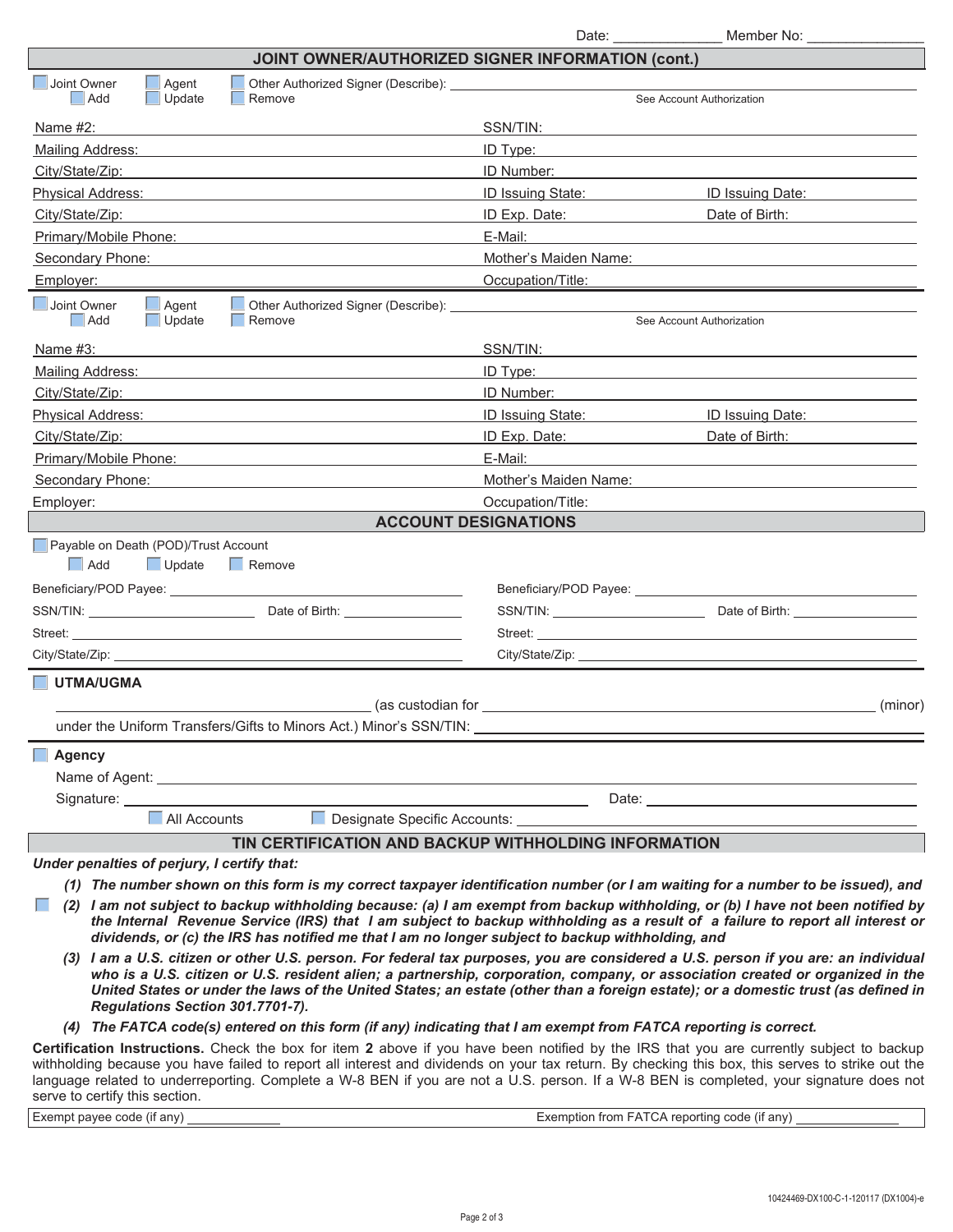Date: _____________ Member No: ______________

## JOINT OWNER/AUTHORIZED SIGNER INFORMATION (cont.)

☐ Joint Owner ☐ Agent ☐ Other Authorized Signer (Describe): ______________________

☐ Add ☐ Update ☐ Remove See Account Authorization

| | |
|---|---|
| Name #2: | SSN/TIN: |
| Mailing Address: | ID Type: |
| City/State/Zip: | ID Number: |
| Physical Address: | ID Issuing State: ID Issuing Date: |
| City/State/Zip: | ID Exp. Date: Date of Birth: |
| Primary/Mobile Phone: | E-Mail: |
| Secondary Phone: | Mother's Maiden Name: |
| Employer: | Occupation/Title: |

☐ Joint Owner ☐ Agent ☐ Other Authorized Signer (Describe): ______________________

☐ Add ☐ Update ☐ Remove See Account Authorization

| | |
|---|---|
| Name #3: | SSN/TIN: |
| Mailing Address: | ID Type: |
| City/State/Zip: | ID Number: |
| Physical Address: | ID Issuing State: ID Issuing Date: |
| City/State/Zip: | ID Exp. Date: Date of Birth: |
| Primary/Mobile Phone: | E-Mail: |
| Secondary Phone: | Mother's Maiden Name: |
| Employer: | Occupation/Title: |

## ACCOUNT DESIGNATIONS

☐ Payable on Death (POD)/Trust Account

☐ Add ☐ Update ☐ Remove

| | |
|---|---|
| Beneficiary/POD Payee: | Beneficiary/POD Payee: |
| SSN/TIN: Date of Birth: | SSN/TIN: Date of Birth: |
| Street: | Street: |
| City/State/Zip: | City/State/Zip: |

☐ **UTMA/UGMA**

______________________ (as custodian for ______________________ (minor)

under the Uniform Transfers/Gifts to Minors Act.) Minor's SSN/TIN: ______________________

☐ **Agency**

Name of Agent: ______________________

Signature: ______________________ Date: ______________________

☐ All Accounts ☐ Designate Specific Accounts: ______________________

## TIN CERTIFICATION AND BACKUP WITHHOLDING INFORMATION

***Under penalties of perjury, I certify that:***

***(1) The number shown on this form is my correct taxpayer identification number (or I am waiting for a number to be issued), and***

☐ ***(2) I am not subject to backup withholding because: (a) I am exempt from backup withholding, or (b) I have not been notified by the Internal Revenue Service (IRS) that I am subject to backup withholding as a result of a failure to report all interest or dividends, or (c) the IRS has notified me that I am no longer subject to backup withholding, and***

***(3) I am a U.S. citizen or other U.S. person. For federal tax purposes, you are considered a U.S. person if you are: an individual who is a U.S. citizen or U.S. resident alien; a partnership, corporation, company, or association created or organized in the United States or under the laws of the United States; an estate (other than a foreign estate); or a domestic trust (as defined in Regulations Section 301.7701-7).***

***(4) The FATCA code(s) entered on this form (if any) indicating that I am exempt from FATCA reporting is correct.***

**Certification Instructions.** Check the box for item **2** above if you have been notified by the IRS that you are currently subject to backup withholding because you have failed to report all interest and dividends on your tax return. By checking this box, this serves to strike out the language related to underreporting. Complete a W-8 BEN if you are not a U.S. person. If a W-8 BEN is completed, your signature does not serve to certify this section.

Exempt payee code (if any) ____________ Exemption from FATCA reporting code (if any) ____________

10424469-DX100-C-1-120117 (DX1004)-e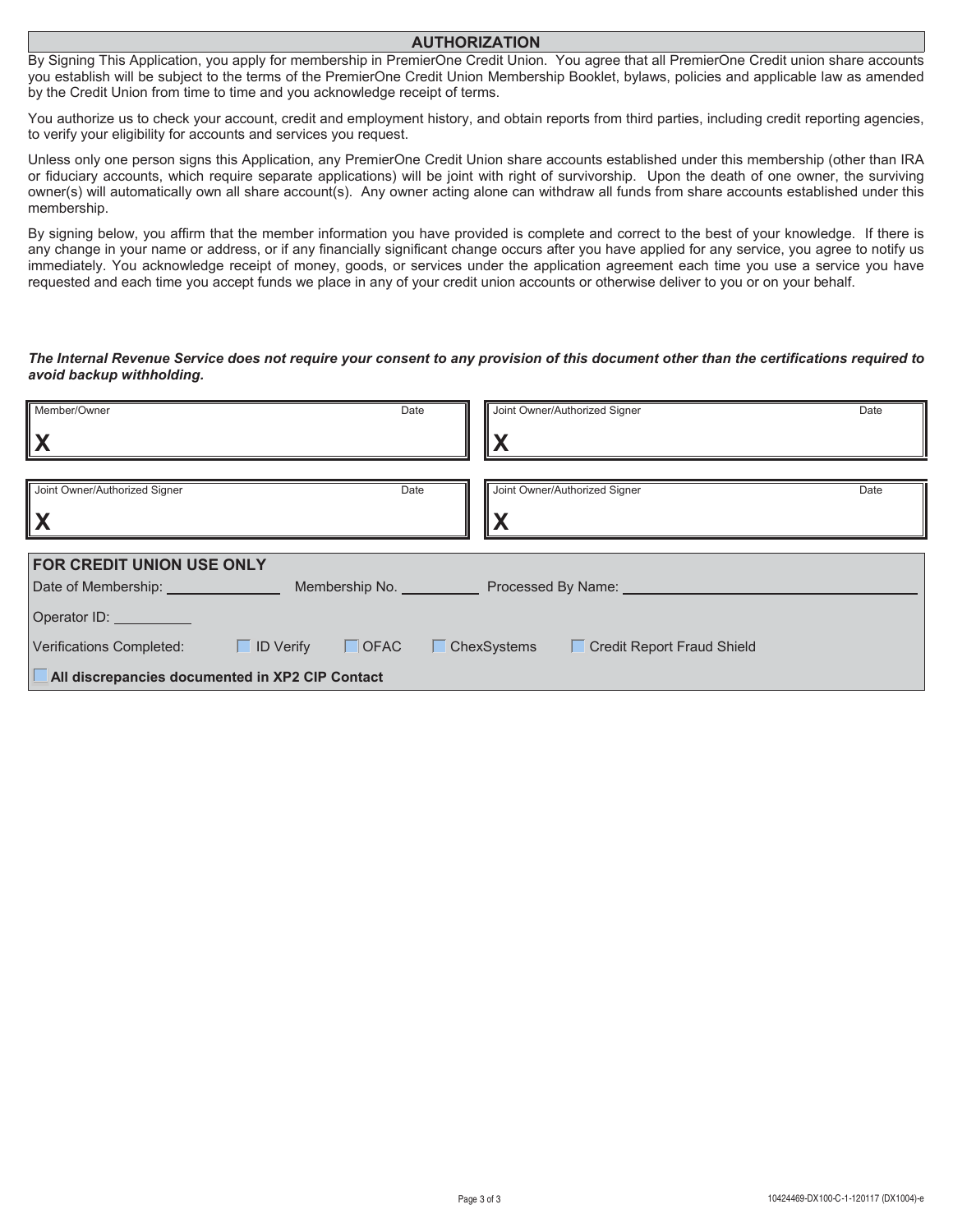## AUTHORIZATION

By Signing This Application, you apply for membership in PremierOne Credit Union. You agree that all PremierOne Credit union share accounts you establish will be subject to the terms of the PremierOne Credit Union Membership Booklet, bylaws, policies and applicable law as amended by the Credit Union from time to time and you acknowledge receipt of terms.

You authorize us to check your account, credit and employment history, and obtain reports from third parties, including credit reporting agencies, to verify your eligibility for accounts and services you request.

Unless only one person signs this Application, any PremierOne Credit Union share accounts established under this membership (other than IRA or fiduciary accounts, which require separate applications) will be joint with right of survivorship. Upon the death of one owner, the surviving owner(s) will automatically own all share account(s). Any owner acting alone can withdraw all funds from share accounts established under this membership.

By signing below, you affirm that the member information you have provided is complete and correct to the best of your knowledge. If there is any change in your name or address, or if any financially significant change occurs after you have applied for any service, you agree to notify us immediately. You acknowledge receipt of money, goods, or services under the application agreement each time you use a service you have requested and each time you accept funds we place in any of your credit union accounts or otherwise deliver to you or on your behalf.

***The Internal Revenue Service does not require your consent to any provision of this document other than the certifications required to avoid backup withholding.***

| | | | |
|---|---|---|---|
| Member/Owner<br>X | Date | Joint Owner/Authorized Signer<br>X | Date |
| Joint Owner/Authorized Signer<br>X | Date | Joint Owner/Authorized Signer<br>X | Date |

**FOR CREDIT UNION USE ONLY**

Date of Membership: ______________ Membership No. __________ Processed By Name: ______________________________

Operator ID: __________

Verifications Completed: ☐ ID Verify ☐ OFAC ☐ ChexSystems ☐ Credit Report Fraud Shield

☐ **All discrepancies documented in XP2 CIP Contact**

10424469-DX100-C-1-120117 (DX1004)-e